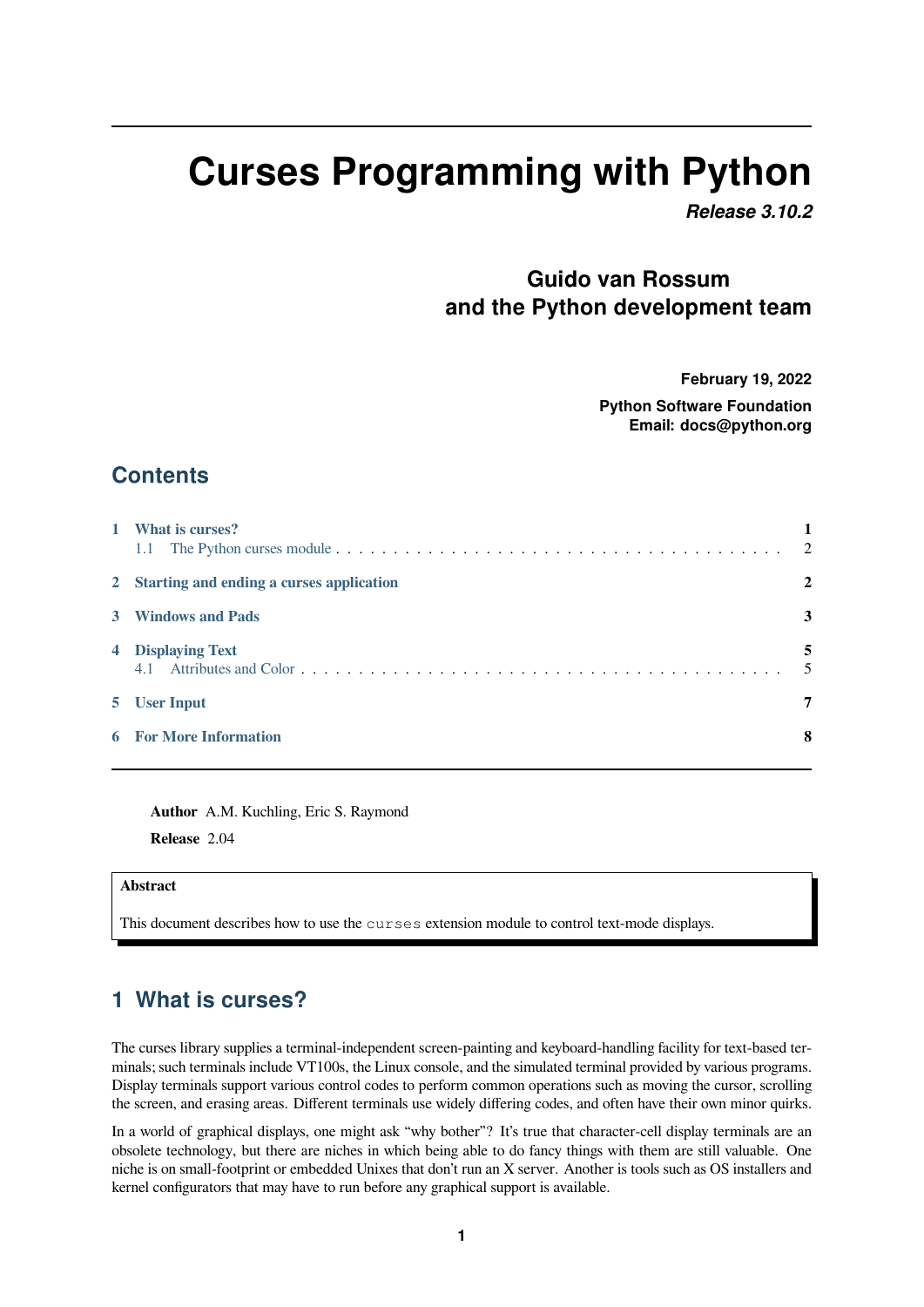# Curses Programming with Python

***Release 3.10.2***

**Guido van Rossum and the Python development team**

**February 19, 2022**

**Python Software Foundation**
**Email: docs@python.org**

## Contents

| | | |
|---|---|---|
| **1** | **What is curses?** | **1** |
| | 1.1 The Python curses module | 2 |
| **2** | **Starting and ending a curses application** | **2** |
| **3** | **Windows and Pads** | **3** |
| **4** | **Displaying Text** | **5** |
| | 4.1 Attributes and Color | 5 |
| **5** | **User Input** | **7** |
| **6** | **For More Information** | **8** |

**Author** A.M. Kuchling, Eric S. Raymond

**Release** 2.04

> **Abstract**
>
> This document describes how to use the `curses` extension module to control text-mode displays.

## 1 What is curses?

The curses library supplies a terminal-independent screen-painting and keyboard-handling facility for text-based terminals; such terminals include VT100s, the Linux console, and the simulated terminal provided by various programs. Display terminals support various control codes to perform common operations such as moving the cursor, scrolling the screen, and erasing areas. Different terminals use widely differing codes, and often have their own minor quirks.

In a world of graphical displays, one might ask "why bother"? It's true that character-cell display terminals are an obsolete technology, but there are niches in which being able to do fancy things with them are still valuable. One niche is on small-footprint or embedded Unixes that don't run an X server. Another is tools such as OS installers and kernel configurators that may have to run before any graphical support is available.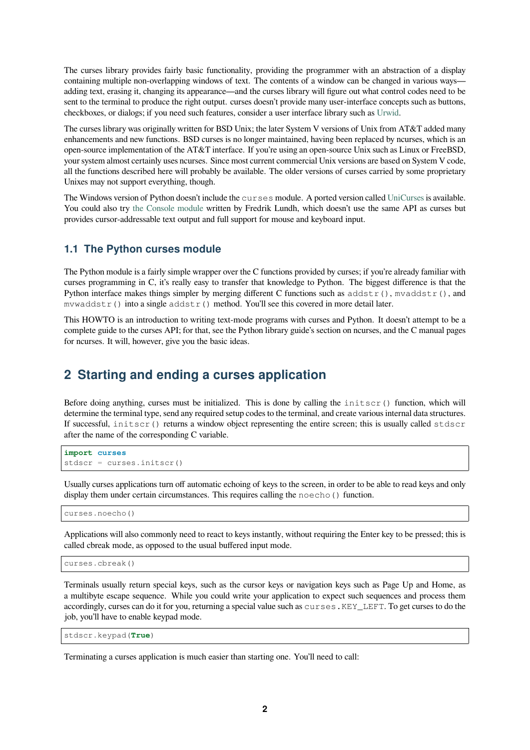The curses library provides fairly basic functionality, providing the programmer with an abstraction of a display containing multiple non-overlapping windows of text. The contents of a window can be changed in various ways—adding text, erasing it, changing its appearance—and the curses library will figure out what control codes need to be sent to the terminal to produce the right output. curses doesn't provide many user-interface concepts such as buttons, checkboxes, or dialogs; if you need such features, consider a user interface library such as Urwid.

The curses library was originally written for BSD Unix; the later System V versions of Unix from AT&T added many enhancements and new functions. BSD curses is no longer maintained, having been replaced by ncurses, which is an open-source implementation of the AT&T interface. If you're using an open-source Unix such as Linux or FreeBSD, your system almost certainly uses ncurses. Since most current commercial Unix versions are based on System V code, all the functions described here will probably be available. The older versions of curses carried by some proprietary Unixes may not support everything, though.

The Windows version of Python doesn't include the `curses` module. A ported version called UniCurses is available. You could also try the Console module written by Fredrik Lundh, which doesn't use the same API as curses but provides cursor-addressable text output and full support for mouse and keyboard input.

### 1.1 The Python curses module

The Python module is a fairly simple wrapper over the C functions provided by curses; if you're already familiar with curses programming in C, it's really easy to transfer that knowledge to Python. The biggest difference is that the Python interface makes things simpler by merging different C functions such as `addstr()`, `mvaddstr()`, and `mvwaddstr()` into a single `addstr()` method. You'll see this covered in more detail later.

This HOWTO is an introduction to writing text-mode programs with curses and Python. It doesn't attempt to be a complete guide to the curses API; for that, see the Python library guide's section on ncurses, and the C manual pages for ncurses. It will, however, give you the basic ideas.

## 2 Starting and ending a curses application

Before doing anything, curses must be initialized. This is done by calling the `initscr()` function, which will determine the terminal type, send any required setup codes to the terminal, and create various internal data structures. If successful, `initscr()` returns a window object representing the entire screen; this is usually called `stdscr` after the name of the corresponding C variable.

```
import curses
stdscr = curses.initscr()
```

Usually curses applications turn off automatic echoing of keys to the screen, in order to be able to read keys and only display them under certain circumstances. This requires calling the `noecho()` function.

```
curses.noecho()
```

Applications will also commonly need to react to keys instantly, without requiring the Enter key to be pressed; this is called cbreak mode, as opposed to the usual buffered input mode.

```
curses.cbreak()
```

Terminals usually return special keys, such as the cursor keys or navigation keys such as Page Up and Home, as a multibyte escape sequence. While you could write your application to expect such sequences and process them accordingly, curses can do it for you, returning a special value such as `curses.KEY_LEFT`. To get curses to do the job, you'll have to enable keypad mode.

```
stdscr.keypad(True)
```

Terminating a curses application is much easier than starting one. You'll need to call: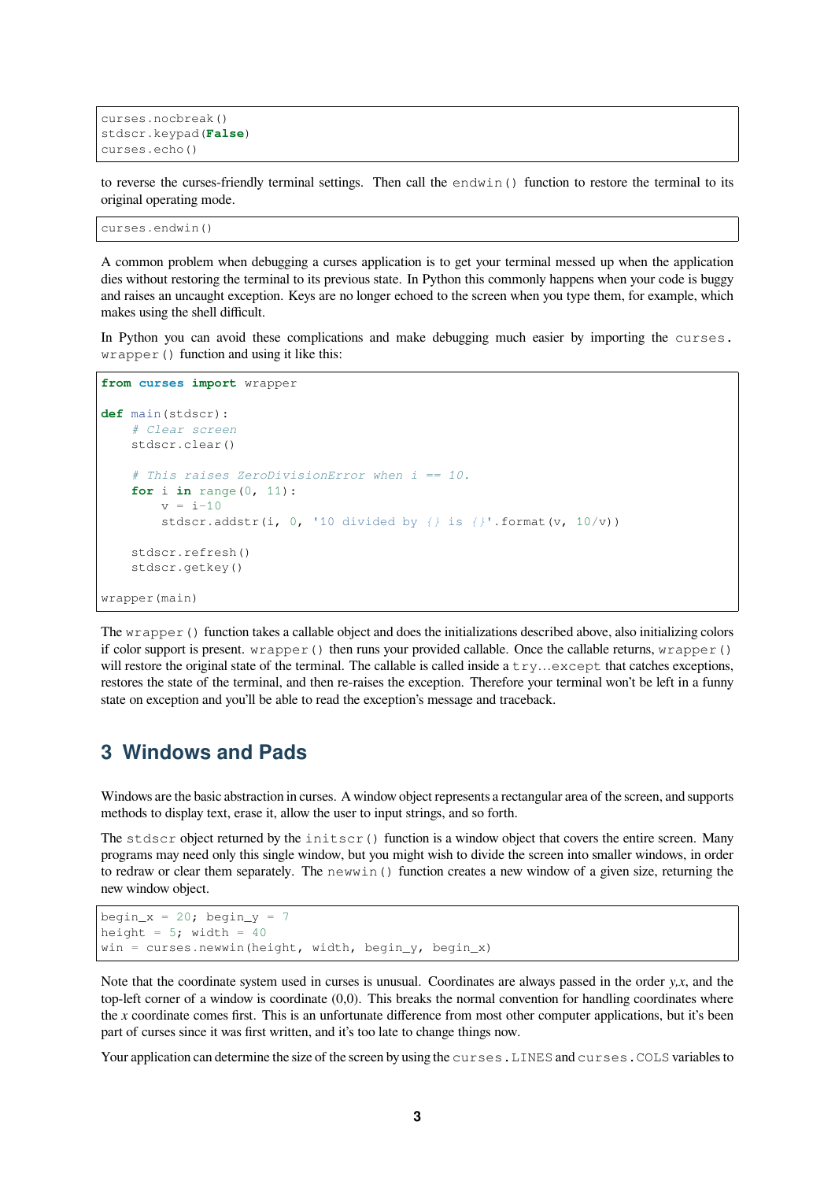```
curses.nocbreak()
stdscr.keypad(False)
curses.echo()
```

to reverse the curses-friendly terminal settings. Then call the `endwin()` function to restore the terminal to its original operating mode.

```
curses.endwin()
```

A common problem when debugging a curses application is to get your terminal messed up when the application dies without restoring the terminal to its previous state. In Python this commonly happens when your code is buggy and raises an uncaught exception. Keys are no longer echoed to the screen when you type them, for example, which makes using the shell difficult.

In Python you can avoid these complications and make debugging much easier by importing the `curses.wrapper()` function and using it like this:

```
from curses import wrapper

def main(stdscr):
    # Clear screen
    stdscr.clear()

    # This raises ZeroDivisionError when i == 10.
    for i in range(0, 11):
        v = i-10
        stdscr.addstr(i, 0, '10 divided by {} is {}'.format(v, 10/v))

    stdscr.refresh()
    stdscr.getkey()

wrapper(main)
```

The `wrapper()` function takes a callable object and does the initializations described above, also initializing colors if color support is present. `wrapper()` then runs your provided callable. Once the callable returns, `wrapper()` will restore the original state of the terminal. The callable is called inside a `try`...`except` that catches exceptions, restores the state of the terminal, and then re-raises the exception. Therefore your terminal won't be left in a funny state on exception and you'll be able to read the exception's message and traceback.

## 3 Windows and Pads

Windows are the basic abstraction in curses. A window object represents a rectangular area of the screen, and supports methods to display text, erase it, allow the user to input strings, and so forth.

The `stdscr` object returned by the `initscr()` function is a window object that covers the entire screen. Many programs may need only this single window, but you might wish to divide the screen into smaller windows, in order to redraw or clear them separately. The `newwin()` function creates a new window of a given size, returning the new window object.

```
begin_x = 20; begin_y = 7
height = 5; width = 40
win = curses.newwin(height, width, begin_y, begin_x)
```

Note that the coordinate system used in curses is unusual. Coordinates are always passed in the order *y,x*, and the top-left corner of a window is coordinate (0,0). This breaks the normal convention for handling coordinates where the *x* coordinate comes first. This is an unfortunate difference from most other computer applications, but it's been part of curses since it was first written, and it's too late to change things now.

Your application can determine the size of the screen by using the `curses.LINES` and `curses.COLS` variables to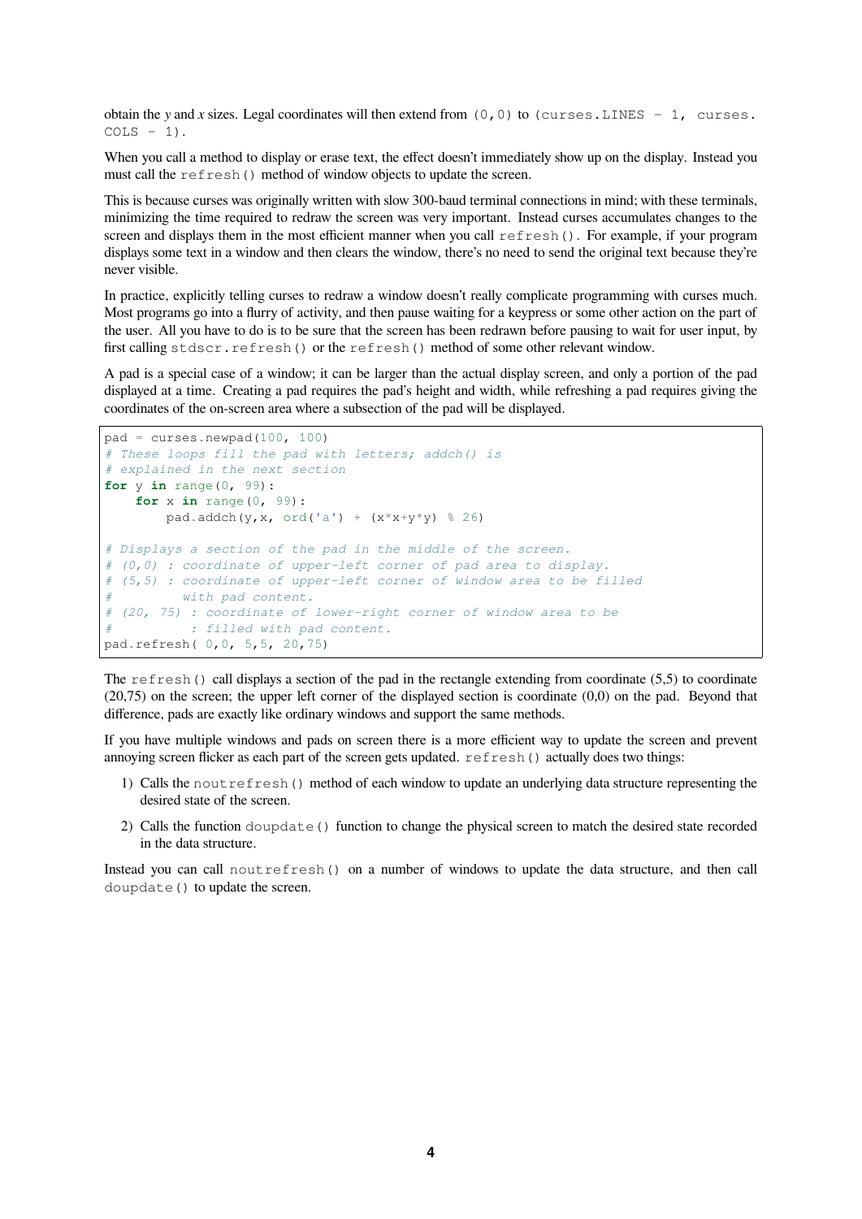obtain the *y* and *x* sizes. Legal coordinates will then extend from `(0,0)` to `(curses.LINES - 1, curses.COLS - 1)`.

When you call a method to display or erase text, the effect doesn't immediately show up on the display. Instead you must call the `refresh()` method of window objects to update the screen.

This is because curses was originally written with slow 300-baud terminal connections in mind; with these terminals, minimizing the time required to redraw the screen was very important. Instead curses accumulates changes to the screen and displays them in the most efficient manner when you call `refresh()`. For example, if your program displays some text in a window and then clears the window, there's no need to send the original text because they're never visible.

In practice, explicitly telling curses to redraw a window doesn't really complicate programming with curses much. Most programs go into a flurry of activity, and then pause waiting for a keypress or some other action on the part of the user. All you have to do is to be sure that the screen has been redrawn before pausing to wait for user input, by first calling `stdscr.refresh()` or the `refresh()` method of some other relevant window.

A pad is a special case of a window; it can be larger than the actual display screen, and only a portion of the pad displayed at a time. Creating a pad requires the pad's height and width, while refreshing a pad requires giving the coordinates of the on-screen area where a subsection of the pad will be displayed.

```
pad = curses.newpad(100, 100)
# These loops fill the pad with letters; addch() is
# explained in the next section
for y in range(0, 99):
    for x in range(0, 99):
        pad.addch(y,x, ord('a') + (x*x+y*y) % 26)

# Displays a section of the pad in the middle of the screen.
# (0,0) : coordinate of upper-left corner of pad area to display.
# (5,5) : coordinate of upper-left corner of window area to be filled
#         with pad content.
# (20, 75) : coordinate of lower-right corner of window area to be
#          : filled with pad content.
pad.refresh( 0,0, 5,5, 20,75)
```

The `refresh()` call displays a section of the pad in the rectangle extending from coordinate (5,5) to coordinate (20,75) on the screen; the upper left corner of the displayed section is coordinate (0,0) on the pad. Beyond that difference, pads are exactly like ordinary windows and support the same methods.

If you have multiple windows and pads on screen there is a more efficient way to update the screen and prevent annoying screen flicker as each part of the screen gets updated. `refresh()` actually does two things:

1) Calls the `noutrefresh()` method of each window to update an underlying data structure representing the desired state of the screen.

2) Calls the function `doupdate()` function to change the physical screen to match the desired state recorded in the data structure.

Instead you can call `noutrefresh()` on a number of windows to update the data structure, and then call `doupdate()` to update the screen.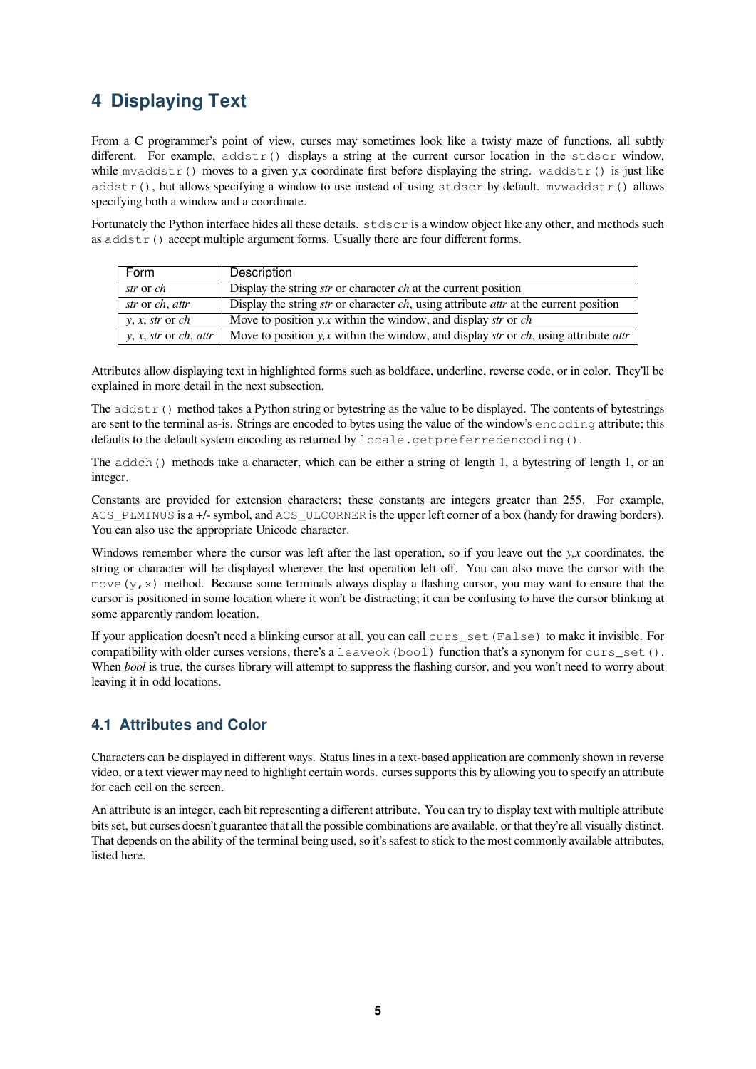## 4 Displaying Text

From a C programmer's point of view, curses may sometimes look like a twisty maze of functions, all subtly different. For example, `addstr()` displays a string at the current cursor location in the `stdscr` window, while `mvaddstr()` moves to a given y,x coordinate first before displaying the string. `waddstr()` is just like `addstr()`, but allows specifying a window to use instead of using `stdscr` by default. `mvwaddstr()` allows specifying both a window and a coordinate.

Fortunately the Python interface hides all these details. `stdscr` is a window object like any other, and methods such as `addstr()` accept multiple argument forms. Usually there are four different forms.

| Form | Description |
|---|---|
| *str* or *ch* | Display the string *str* or character *ch* at the current position |
| *str* or *ch*, *attr* | Display the string *str* or character *ch*, using attribute *attr* at the current position |
| *y*, *x*, *str* or *ch* | Move to position *y,x* within the window, and display *str* or *ch* |
| *y*, *x*, *str* or *ch*, *attr* | Move to position *y,x* within the window, and display *str* or *ch*, using attribute *attr* |

Attributes allow displaying text in highlighted forms such as boldface, underline, reverse code, or in color. They'll be explained in more detail in the next subsection.

The `addstr()` method takes a Python string or bytestring as the value to be displayed. The contents of bytestrings are sent to the terminal as-is. Strings are encoded to bytes using the value of the window's `encoding` attribute; this defaults to the default system encoding as returned by `locale.getpreferredencoding()`.

The `addch()` methods take a character, which can be either a string of length 1, a bytestring of length 1, or an integer.

Constants are provided for extension characters; these constants are integers greater than 255. For example, `ACS_PLMINUS` is a +/- symbol, and `ACS_ULCORNER` is the upper left corner of a box (handy for drawing borders). You can also use the appropriate Unicode character.

Windows remember where the cursor was left after the last operation, so if you leave out the *y,x* coordinates, the string or character will be displayed wherever the last operation left off. You can also move the cursor with the `move(y,x)` method. Because some terminals always display a flashing cursor, you may want to ensure that the cursor is positioned in some location where it won't be distracting; it can be confusing to have the cursor blinking at some apparently random location.

If your application doesn't need a blinking cursor at all, you can call `curs_set(False)` to make it invisible. For compatibility with older curses versions, there's a `leaveok(bool)` function that's a synonym for `curs_set()`. When *bool* is true, the curses library will attempt to suppress the flashing cursor, and you won't need to worry about leaving it in odd locations.

### 4.1 Attributes and Color

Characters can be displayed in different ways. Status lines in a text-based application are commonly shown in reverse video, or a text viewer may need to highlight certain words. curses supports this by allowing you to specify an attribute for each cell on the screen.

An attribute is an integer, each bit representing a different attribute. You can try to display text with multiple attribute bits set, but curses doesn't guarantee that all the possible combinations are available, or that they're all visually distinct. That depends on the ability of the terminal being used, so it's safest to stick to the most commonly available attributes, listed here.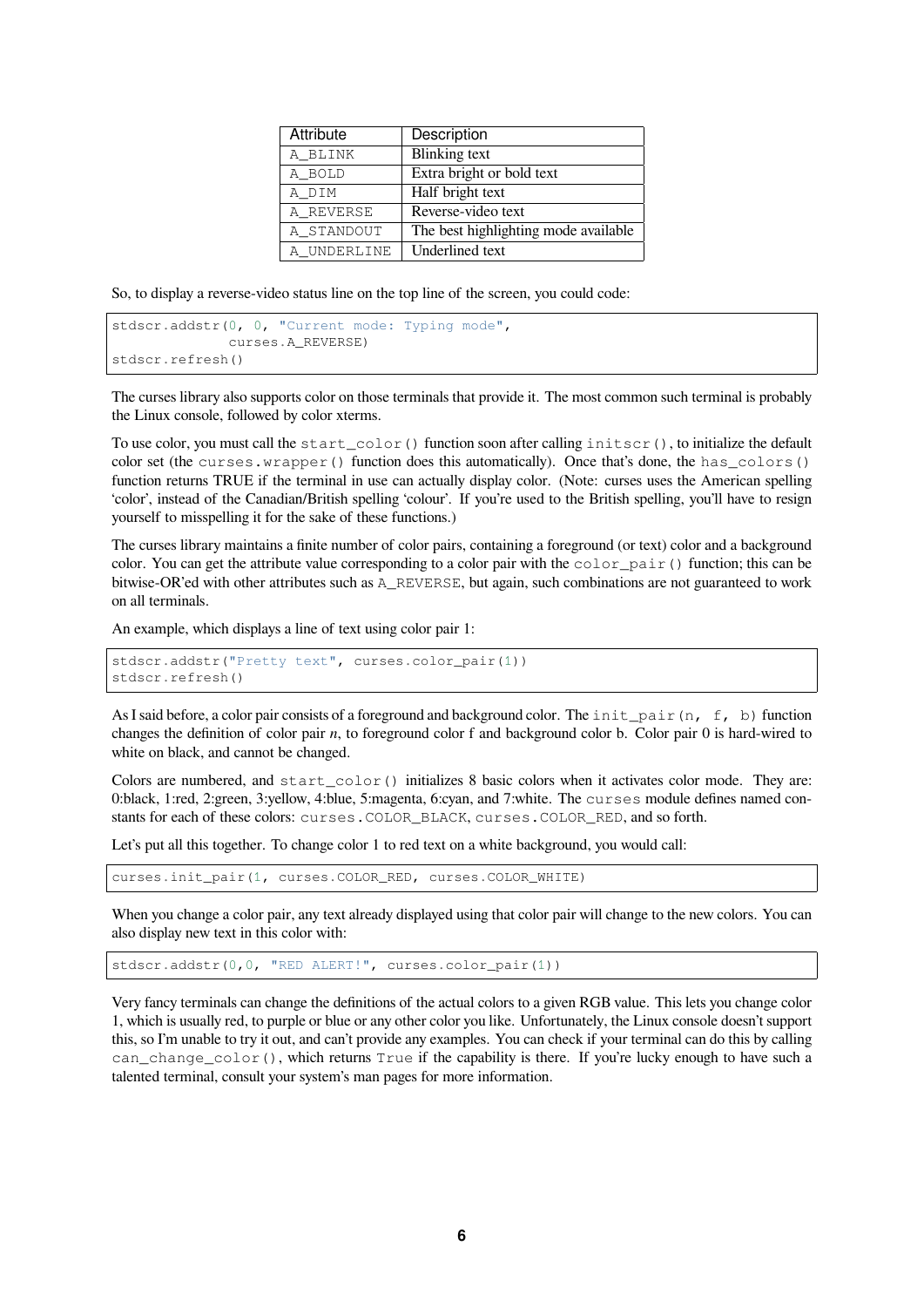| Attribute | Description |
| --- | --- |
| `A_BLINK` | Blinking text |
| `A_BOLD` | Extra bright or bold text |
| `A_DIM` | Half bright text |
| `A_REVERSE` | Reverse-video text |
| `A_STANDOUT` | The best highlighting mode available |
| `A_UNDERLINE` | Underlined text |

So, to display a reverse-video status line on the top line of the screen, you could code:

```
stdscr.addstr(0, 0, "Current mode: Typing mode",
              curses.A_REVERSE)
stdscr.refresh()
```

The curses library also supports color on those terminals that provide it. The most common such terminal is probably the Linux console, followed by color xterms.

To use color, you must call the `start_color()` function soon after calling `initscr()`, to initialize the default color set (the `curses.wrapper()` function does this automatically). Once that's done, the `has_colors()` function returns TRUE if the terminal in use can actually display color. (Note: curses uses the American spelling 'color', instead of the Canadian/British spelling 'colour'. If you're used to the British spelling, you'll have to resign yourself to misspelling it for the sake of these functions.)

The curses library maintains a finite number of color pairs, containing a foreground (or text) color and a background color. You can get the attribute value corresponding to a color pair with the `color_pair()` function; this can be bitwise-OR'ed with other attributes such as `A_REVERSE`, but again, such combinations are not guaranteed to work on all terminals.

An example, which displays a line of text using color pair 1:

```
stdscr.addstr("Pretty text", curses.color_pair(1))
stdscr.refresh()
```

As I said before, a color pair consists of a foreground and background color. The `init_pair(n, f, b)` function changes the definition of color pair *n*, to foreground color f and background color b. Color pair 0 is hard-wired to white on black, and cannot be changed.

Colors are numbered, and `start_color()` initializes 8 basic colors when it activates color mode. They are: 0:black, 1:red, 2:green, 3:yellow, 4:blue, 5:magenta, 6:cyan, and 7:white. The `curses` module defines named constants for each of these colors: `curses.COLOR_BLACK`, `curses.COLOR_RED`, and so forth.

Let's put all this together. To change color 1 to red text on a white background, you would call:

```
curses.init_pair(1, curses.COLOR_RED, curses.COLOR_WHITE)
```

When you change a color pair, any text already displayed using that color pair will change to the new colors. You can also display new text in this color with:

```
stdscr.addstr(0,0, "RED ALERT!", curses.color_pair(1))
```

Very fancy terminals can change the definitions of the actual colors to a given RGB value. This lets you change color 1, which is usually red, to purple or blue or any other color you like. Unfortunately, the Linux console doesn't support this, so I'm unable to try it out, and can't provide any examples. You can check if your terminal can do this by calling `can_change_color()`, which returns `True` if the capability is there. If you're lucky enough to have such a talented terminal, consult your system's man pages for more information.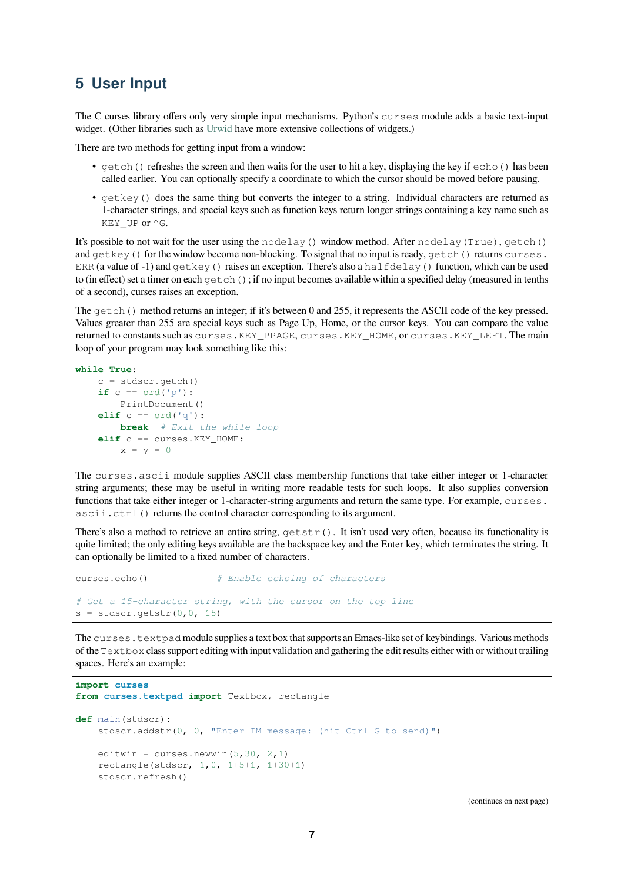## 5 User Input

The C curses library offers only very simple input mechanisms. Python's `curses` module adds a basic text-input widget. (Other libraries such as Urwid have more extensive collections of widgets.)

There are two methods for getting input from a window:

- `getch()` refreshes the screen and then waits for the user to hit a key, displaying the key if `echo()` has been called earlier. You can optionally specify a coordinate to which the cursor should be moved before pausing.
- `getkey()` does the same thing but converts the integer to a string. Individual characters are returned as 1-character strings, and special keys such as function keys return longer strings containing a key name such as `KEY_UP` or `^G`.

It's possible to not wait for the user using the `nodelay()` window method. After `nodelay(True)`, `getch()` and `getkey()` for the window become non-blocking. To signal that no input is ready, `getch()` returns `curses.ERR` (a value of -1) and `getkey()` raises an exception. There's also a `halfdelay()` function, which can be used to (in effect) set a timer on each `getch()`; if no input becomes available within a specified delay (measured in tenths of a second), curses raises an exception.

The `getch()` method returns an integer; if it's between 0 and 255, it represents the ASCII code of the key pressed. Values greater than 255 are special keys such as Page Up, Home, or the cursor keys. You can compare the value returned to constants such as `curses.KEY_PPAGE`, `curses.KEY_HOME`, or `curses.KEY_LEFT`. The main loop of your program may look something like this:

```
while True:
    c = stdscr.getch()
    if c == ord('p'):
        PrintDocument()
    elif c == ord('q'):
        break  # Exit the while loop
    elif c == curses.KEY_HOME:
        x = y = 0
```

The `curses.ascii` module supplies ASCII class membership functions that take either integer or 1-character string arguments; these may be useful in writing more readable tests for such loops. It also supplies conversion functions that take either integer or 1-character-string arguments and return the same type. For example, `curses.ascii.ctrl()` returns the control character corresponding to its argument.

There's also a method to retrieve an entire string, `getstr()`. It isn't used very often, because its functionality is quite limited; the only editing keys available are the backspace key and the Enter key, which terminates the string. It can optionally be limited to a fixed number of characters.

```
curses.echo()            # Enable echoing of characters

# Get a 15-character string, with the cursor on the top line
s = stdscr.getstr(0,0, 15)
```

The `curses.textpad` module supplies a text box that supports an Emacs-like set of keybindings. Various methods of the `Textbox` class support editing with input validation and gathering the edit results either with or without trailing spaces. Here's an example:

```
import curses
from curses.textpad import Textbox, rectangle

def main(stdscr):
    stdscr.addstr(0, 0, "Enter IM message: (hit Ctrl-G to send)")

    editwin = curses.newwin(5,30, 2,1)
    rectangle(stdscr, 1,0, 1+5+1, 1+30+1)
    stdscr.refresh()
```

(continues on next page)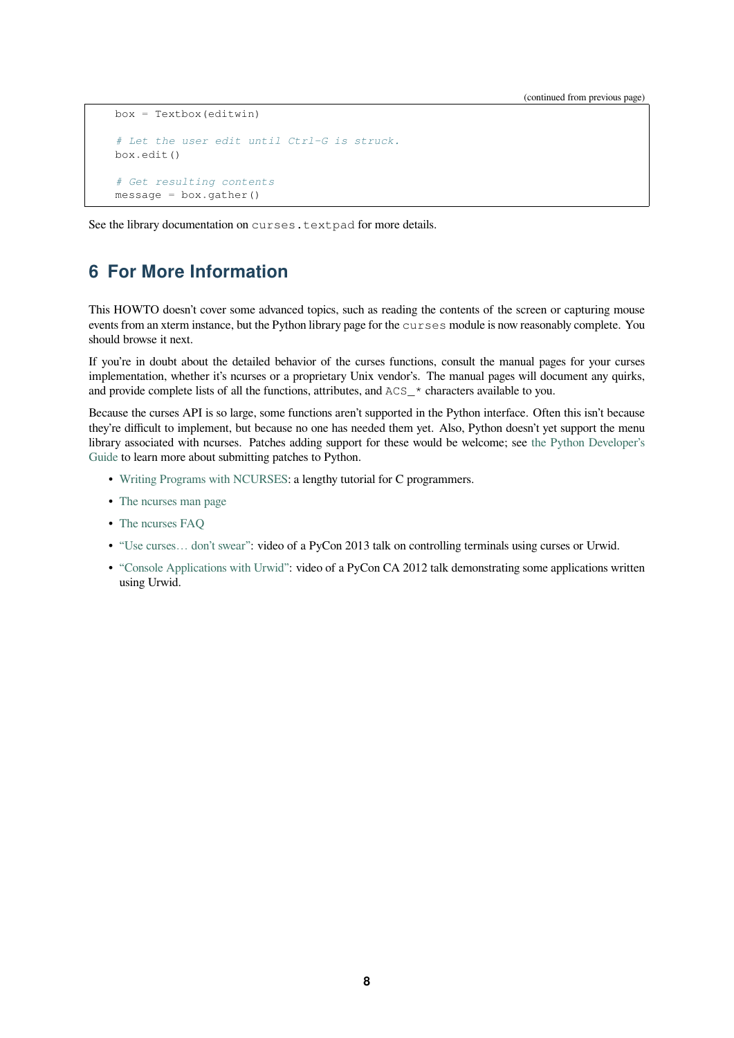```
box = Textbox(editwin)

# Let the user edit until Ctrl-G is struck.
box.edit()

# Get resulting contents
message = box.gather()
```

See the library documentation on `curses.textpad` for more details.

## 6 For More Information

This HOWTO doesn't cover some advanced topics, such as reading the contents of the screen or capturing mouse events from an xterm instance, but the Python library page for the `curses` module is now reasonably complete. You should browse it next.

If you're in doubt about the detailed behavior of the curses functions, consult the manual pages for your curses implementation, whether it's ncurses or a proprietary Unix vendor's. The manual pages will document any quirks, and provide complete lists of all the functions, attributes, and `ACS_*` characters available to you.

Because the curses API is so large, some functions aren't supported in the Python interface. Often this isn't because they're difficult to implement, but because no one has needed them yet. Also, Python doesn't yet support the menu library associated with ncurses. Patches adding support for these would be welcome; see the Python Developer's Guide to learn more about submitting patches to Python.

- Writing Programs with NCURSES: a lengthy tutorial for C programmers.
- The ncurses man page
- The ncurses FAQ
- "Use curses… don't swear": video of a PyCon 2013 talk on controlling terminals using curses or Urwid.
- "Console Applications with Urwid": video of a PyCon CA 2012 talk demonstrating some applications written using Urwid.